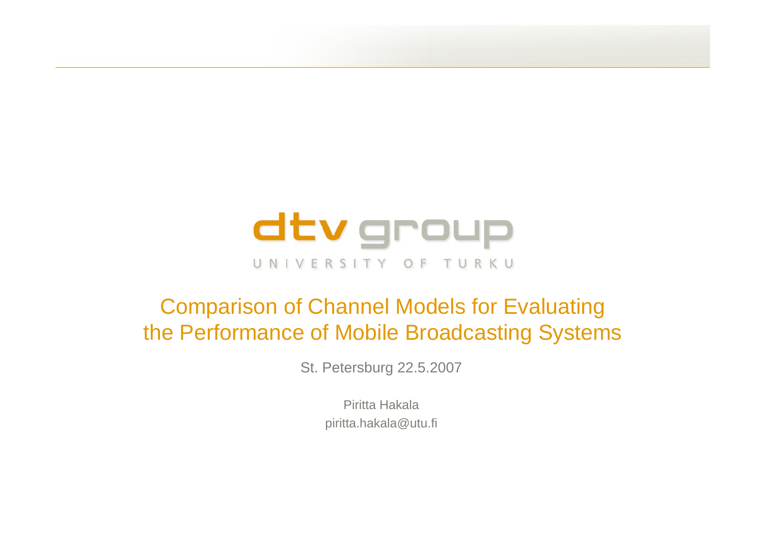dtv group

UNIVERSITY OF TURKU

# Comparison of Channel Models for Evaluating the Performance of Mobile Broadcasting Systems

St. Petersburg 22.5.2007

Piritta Hakala
piritta.hakala@utu.fi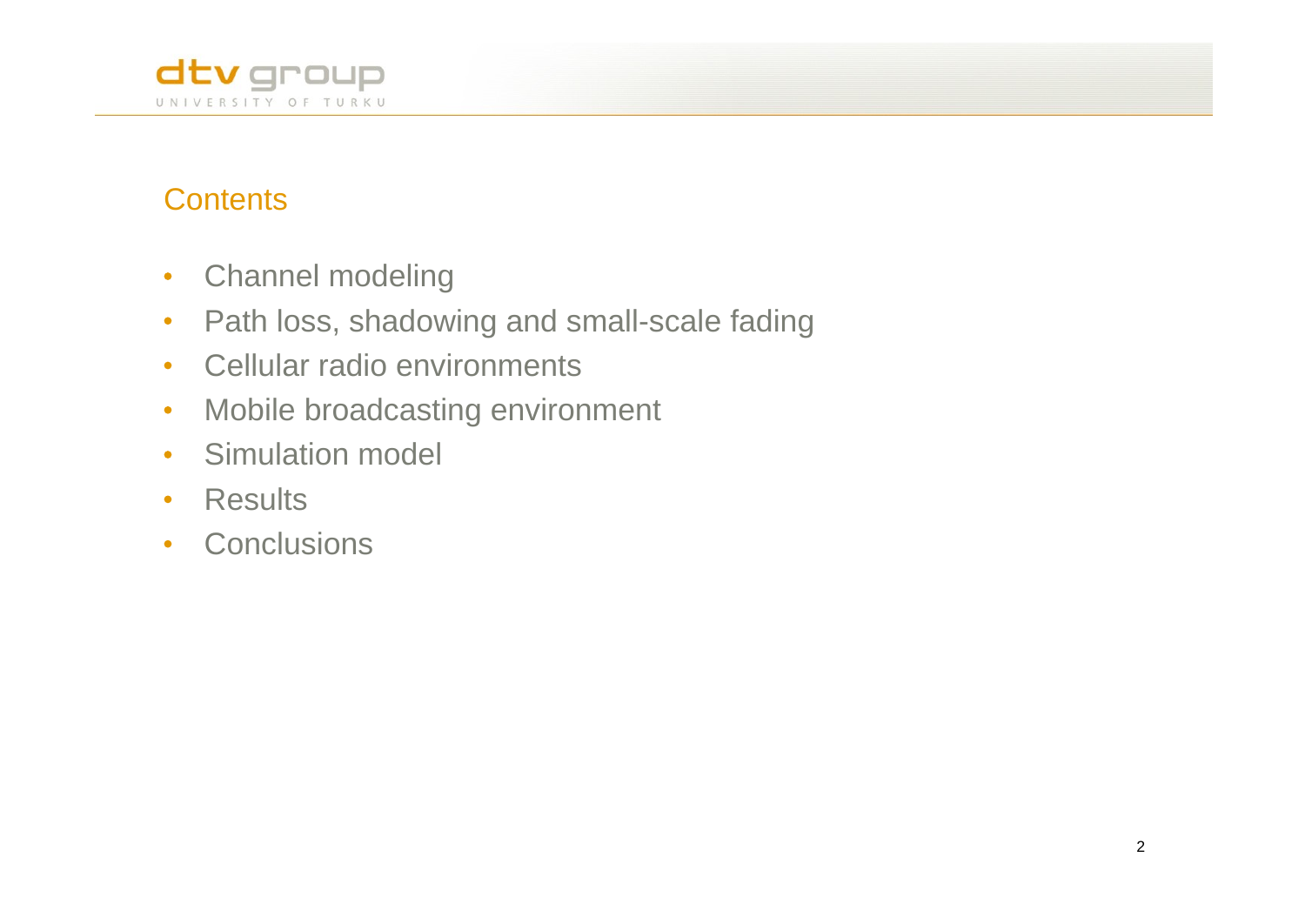## Contents

- Channel modeling
- Path loss, shadowing and small-scale fading
- Cellular radio environments
- Mobile broadcasting environment
- Simulation model
- Results
- Conclusions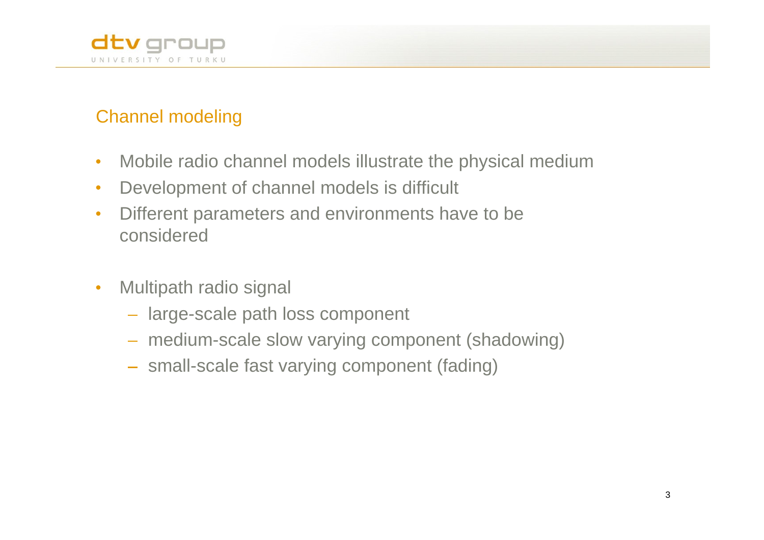## Channel modeling

- Mobile radio channel models illustrate the physical medium
- Development of channel models is difficult
- Different parameters and environments have to be considered

- Multipath radio signal
  - large-scale path loss component
  - medium-scale slow varying component (shadowing)
  - small-scale fast varying component (fading)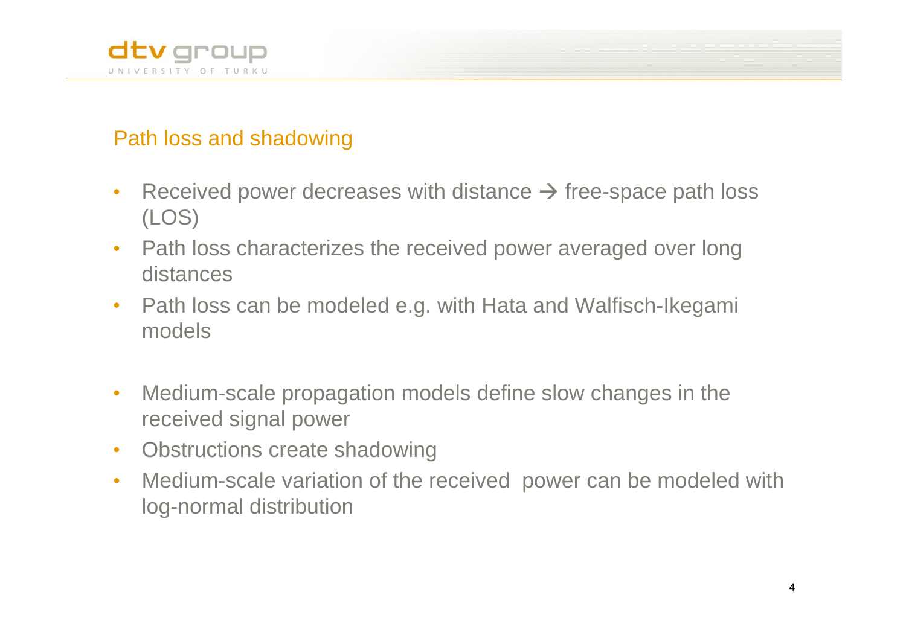## Path loss and shadowing

- Received power decreases with distance → free-space path loss (LOS)
- Path loss characterizes the received power averaged over long distances
- Path loss can be modeled e.g. with Hata and Walfisch-Ikegami models

- Medium-scale propagation models define slow changes in the received signal power
- Obstructions create shadowing
- Medium-scale variation of the received power can be modeled with log-normal distribution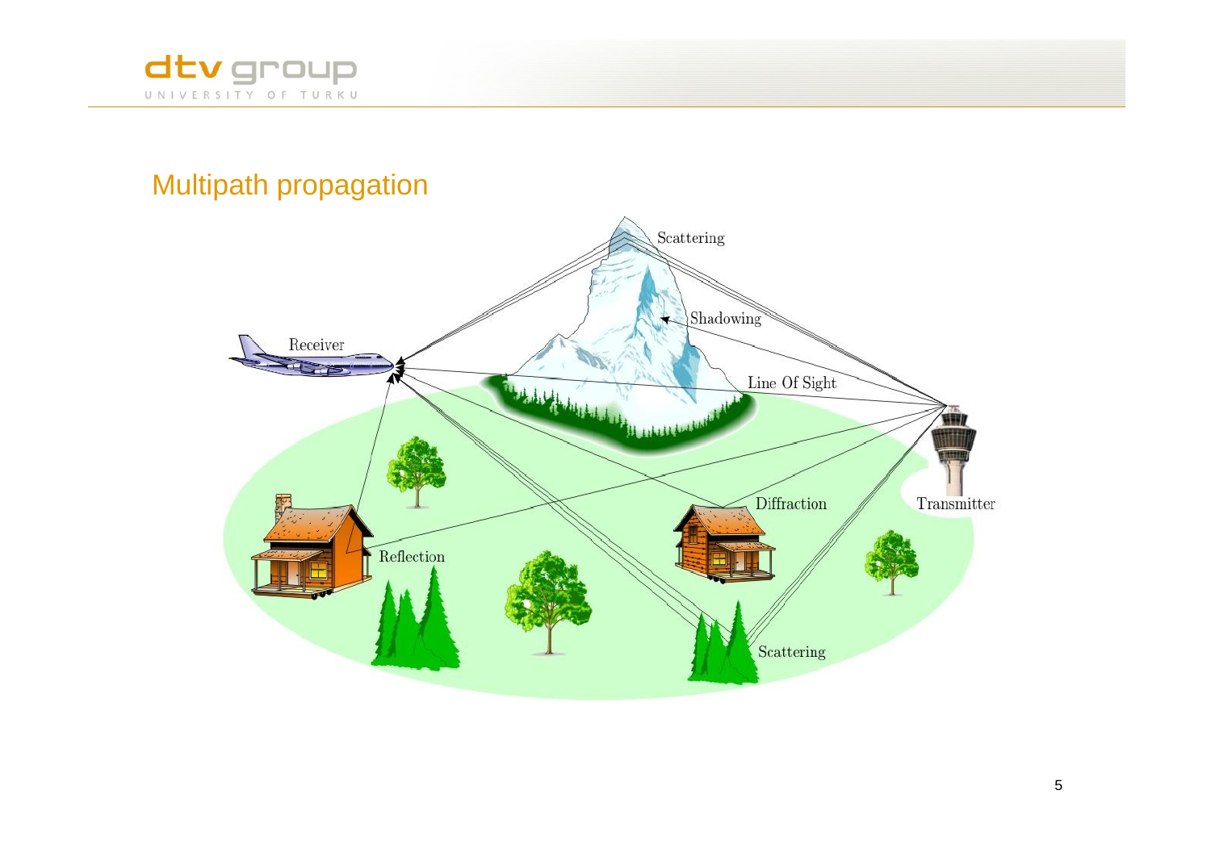# Multipath propagation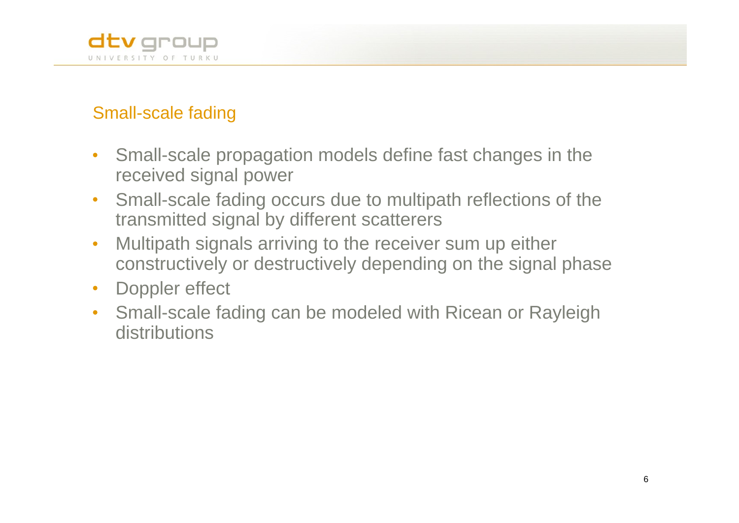## Small-scale fading

- Small-scale propagation models define fast changes in the received signal power
- Small-scale fading occurs due to multipath reflections of the transmitted signal by different scatterers
- Multipath signals arriving to the receiver sum up either constructively or destructively depending on the signal phase
- Doppler effect
- Small-scale fading can be modeled with Ricean or Rayleigh distributions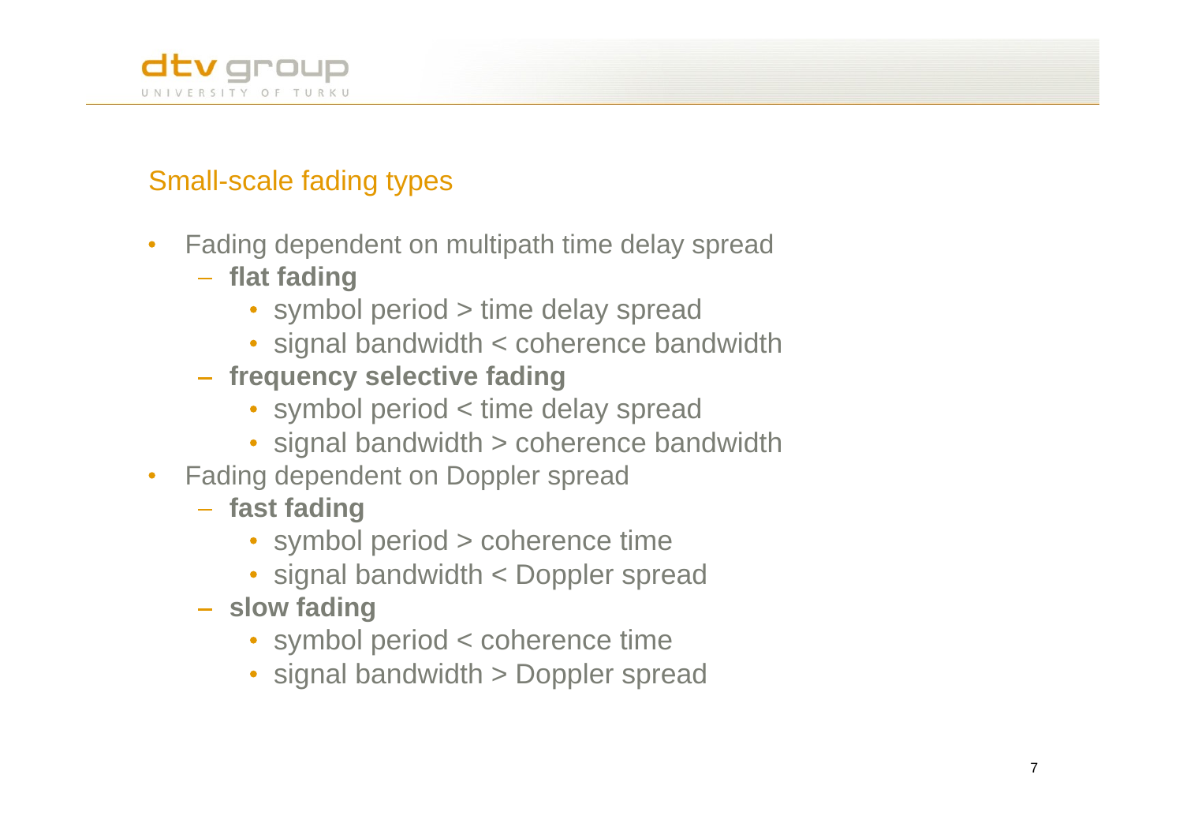## Small-scale fading types

- Fading dependent on multipath time delay spread
  - **flat fading**
    - symbol period > time delay spread
    - signal bandwidth < coherence bandwidth
  - **frequency selective fading**
    - symbol period < time delay spread
    - signal bandwidth > coherence bandwidth
- Fading dependent on Doppler spread
  - **fast fading**
    - symbol period > coherence time
    - signal bandwidth < Doppler spread
  - **slow fading**
    - symbol period < coherence time
    - signal bandwidth > Doppler spread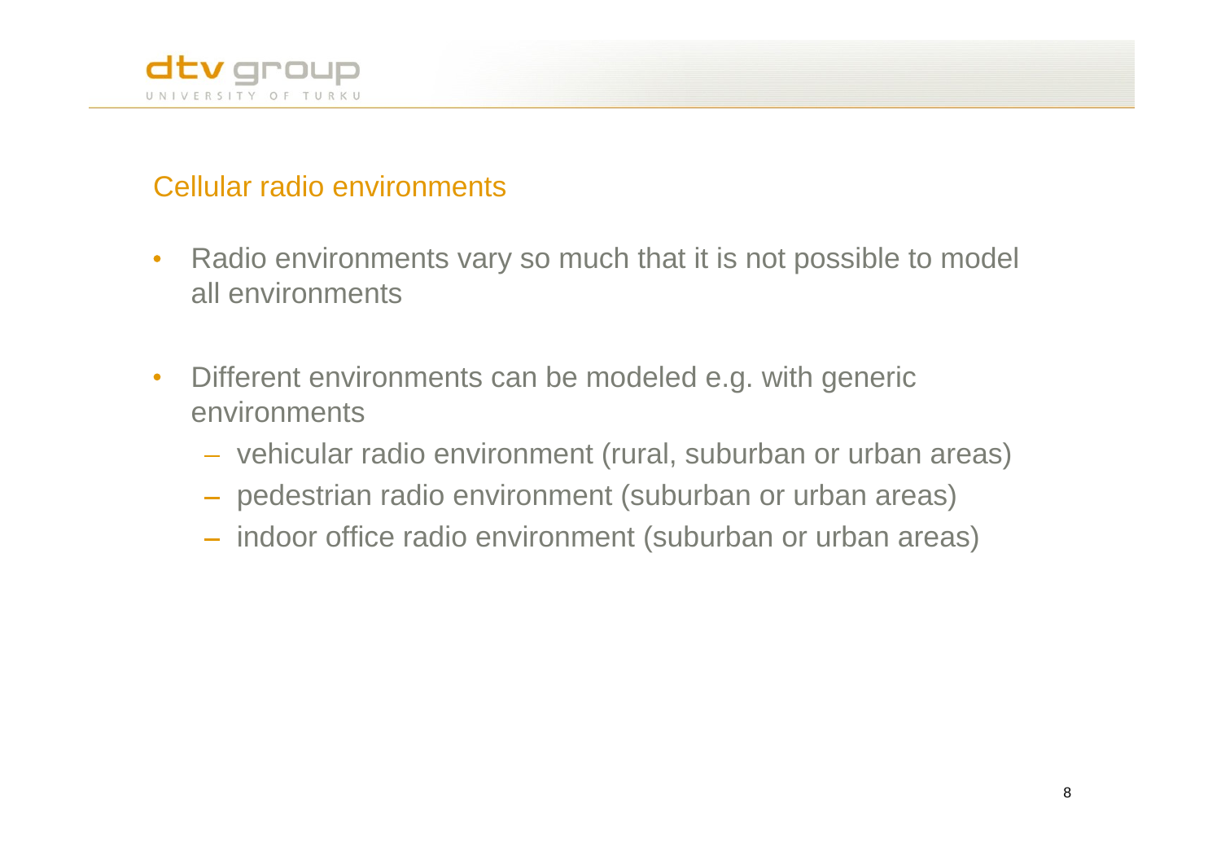## Cellular radio environments

- Radio environments vary so much that it is not possible to model all environments
- Different environments can be modeled e.g. with generic environments
  - vehicular radio environment (rural, suburban or urban areas)
  - pedestrian radio environment (suburban or urban areas)
  - indoor office radio environment (suburban or urban areas)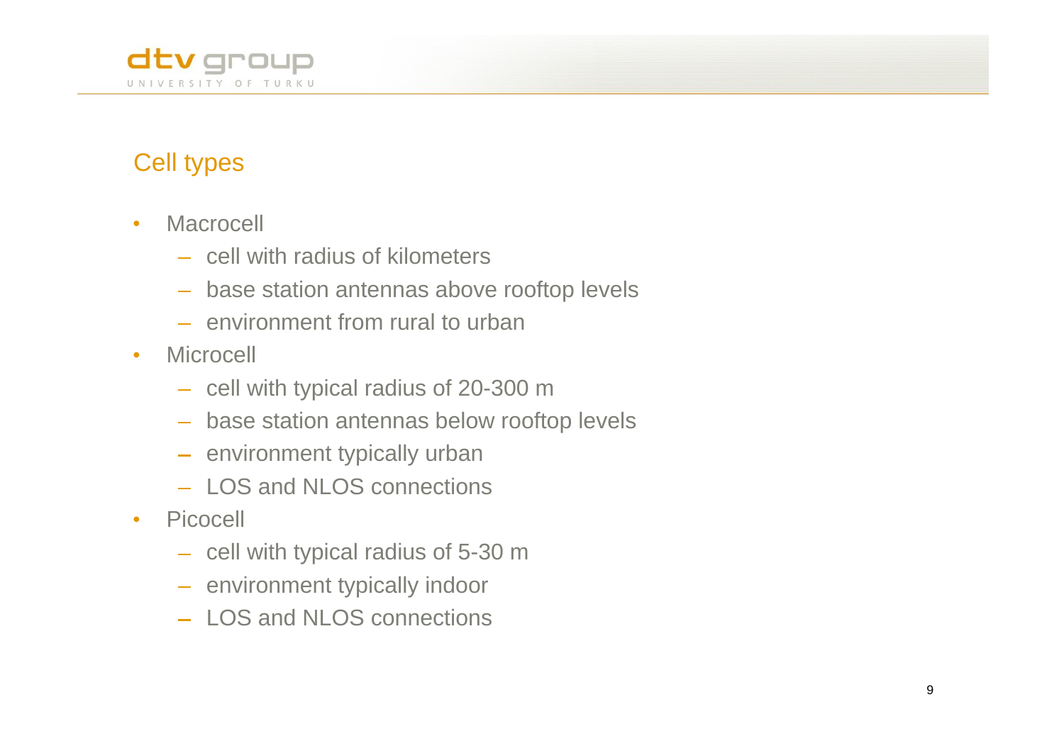## Cell types

- Macrocell
  - cell with radius of kilometers
  - base station antennas above rooftop levels
  - environment from rural to urban
- Microcell
  - cell with typical radius of 20-300 m
  - base station antennas below rooftop levels
  - environment typically urban
  - LOS and NLOS connections
- Picocell
  - cell with typical radius of 5-30 m
  - environment typically indoor
  - LOS and NLOS connections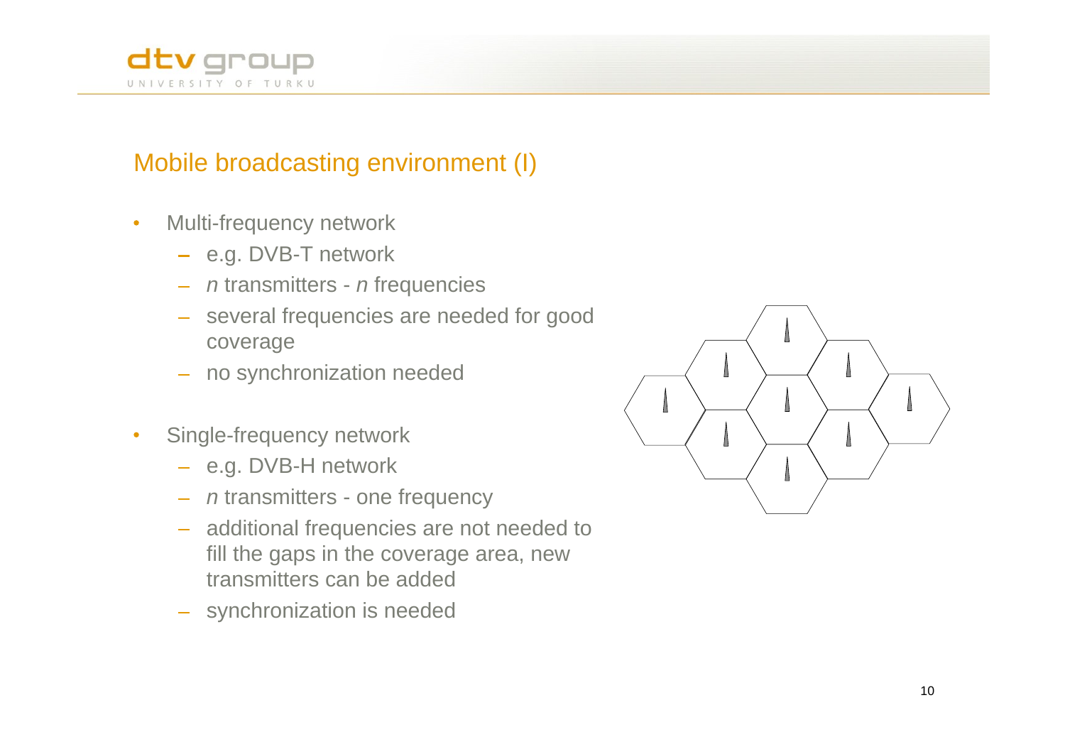## Mobile broadcasting environment (I)

- Multi-frequency network
  - e.g. DVB-T network
  - *n* transmitters - *n* frequencies
  - several frequencies are needed for good coverage
  - no synchronization needed
- Single-frequency network
  - e.g. DVB-H network
  - *n* transmitters - one frequency
  - additional frequencies are not needed to fill the gaps in the coverage area, new transmitters can be added
  - synchronization is needed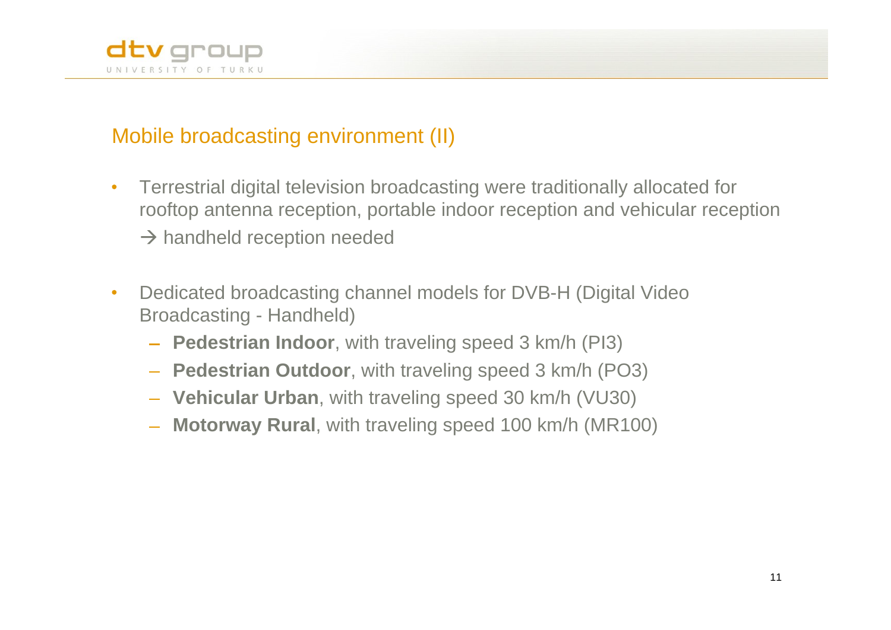## Mobile broadcasting environment (II)

- Terrestrial digital television broadcasting were traditionally allocated for rooftop antenna reception, portable indoor reception and vehicular reception → handheld reception needed
- Dedicated broadcasting channel models for DVB-H (Digital Video Broadcasting - Handheld)
  - **Pedestrian Indoor**, with traveling speed 3 km/h (PI3)
  - **Pedestrian Outdoor**, with traveling speed 3 km/h (PO3)
  - **Vehicular Urban**, with traveling speed 30 km/h (VU30)
  - **Motorway Rural**, with traveling speed 100 km/h (MR100)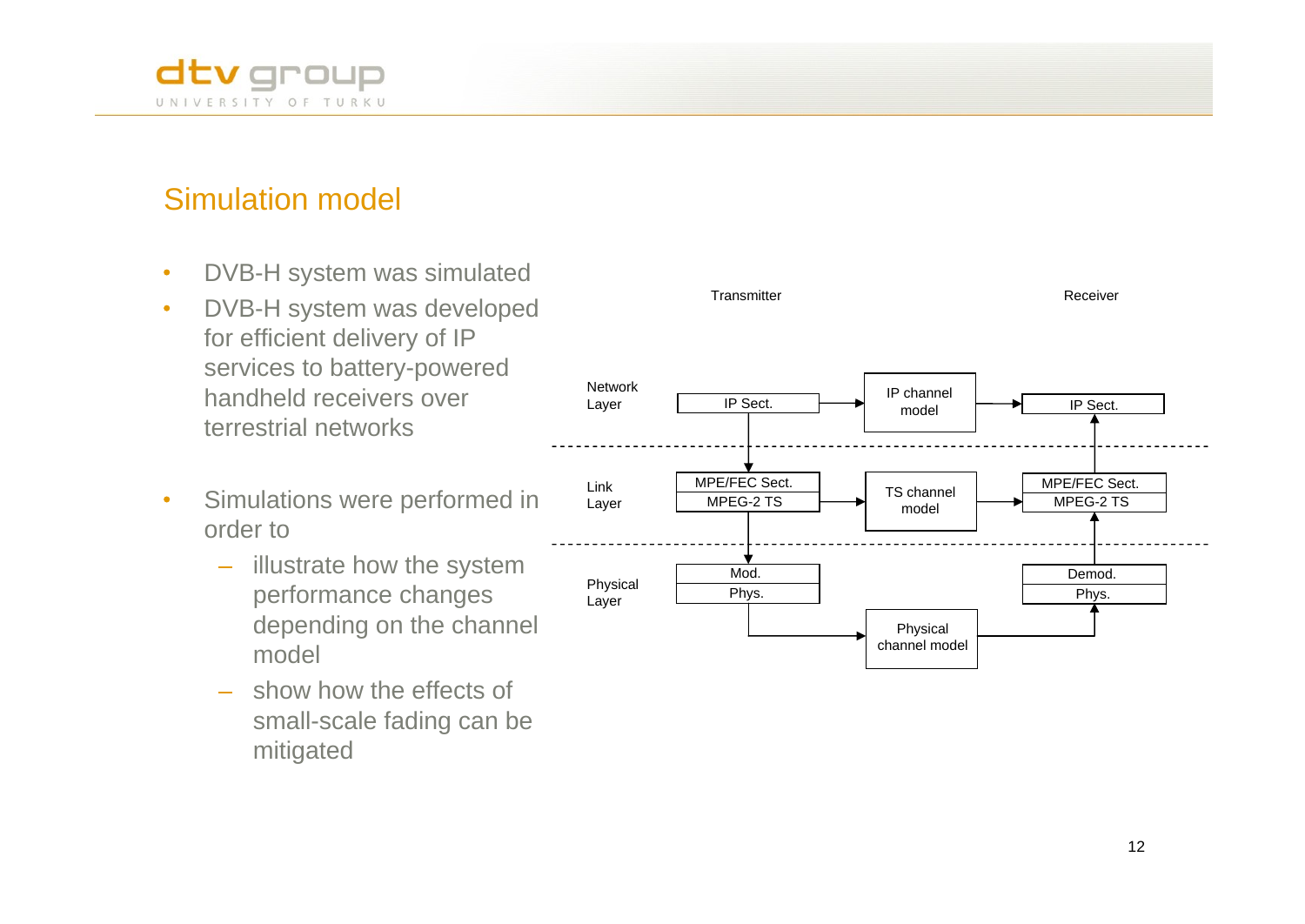## Simulation model

- DVB-H system was simulated
- DVB-H system was developed for efficient delivery of IP services to battery-powered handheld receivers over terrestrial networks

- Simulations were performed in order to
  - illustrate how the system performance changes depending on the channel model
  - show how the effects of small-scale fading can be mitigated

Transmitter

Receiver

Network Layer

IP Sect.

IP channel model

IP Sect.

Link Layer

MPE/FEC Sect.

MPEG-2 TS

TS channel model

MPE/FEC Sect.

MPEG-2 TS

Physical Layer

Mod.

Phys.

Physical channel model

Demod.

Phys.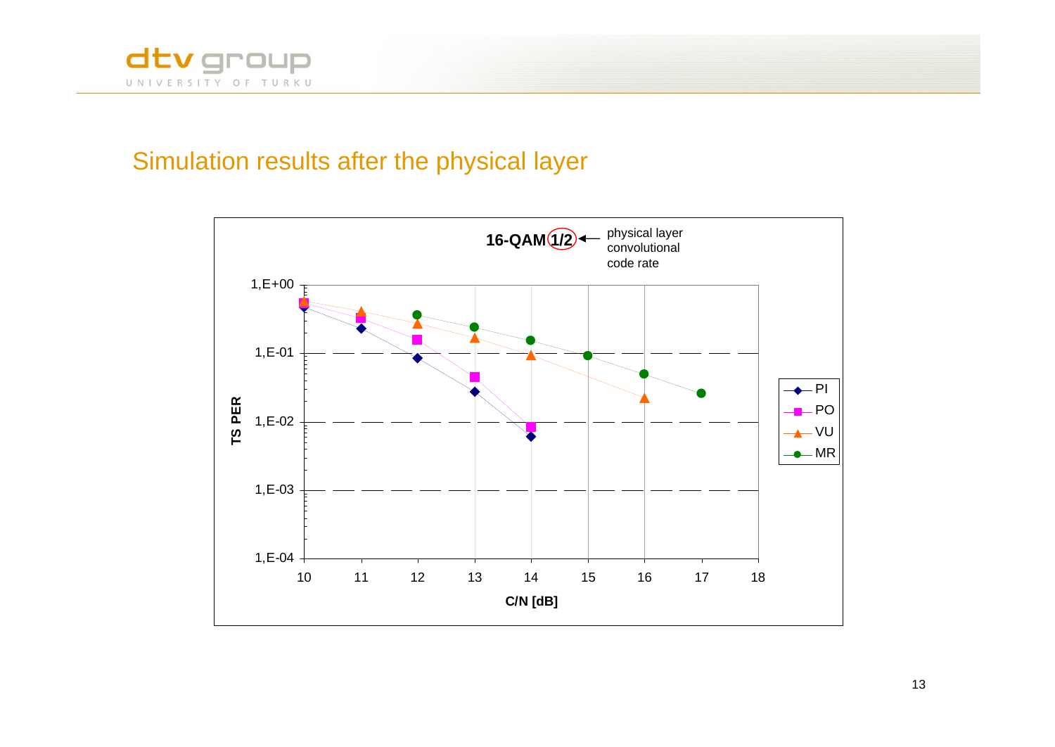## Simulation results after the physical layer

**16-QAM 1/2** ← physical layer convolutional code rate

TS PER

1,E+00

1,E-01

1,E-02

1,E-03

1,E-04

10 11 12 13 14 15 16 17 18

**C/N [dB]**

PI

PO

VU

MR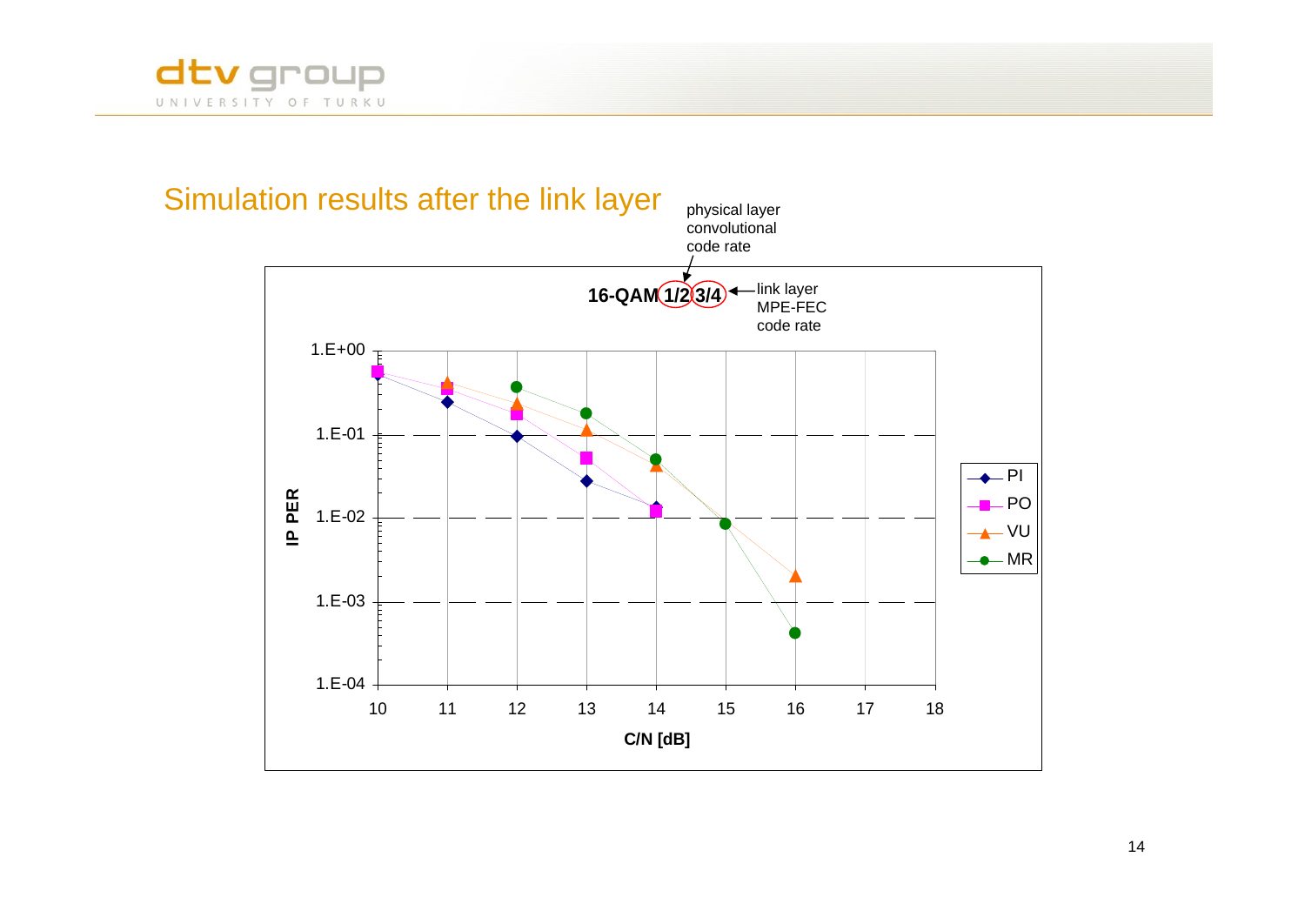## Simulation results after the link layer

physical layer convolutional code rate

**16-QAM 1/2 3/4**

link layer MPE-FEC code rate

IP PER

| C/N [dB] | PI | PO | VU | MR |
|---|---|---|---|---|
| 10 | 5.E-01 | 5.5E-01 | | |
| 11 | 2.4E-01 | 3.5E-01 | 4.E-01 | |
| 12 | 9.5E-02 | 1.7E-01 | 2.3E-01 | 3.6E-01 |
| 13 | 2.7E-02 | 5.E-02 | 1.1E-01 | 1.8E-01 |
| 14 | 1.3E-02 | 1.2E-02 | 4.E-02 | 5.E-02 |
| 15 | | | 8.5E-03 | 8.5E-03 |
| 16 | | | 2.E-03 | 4.E-04 |

C/N [dB]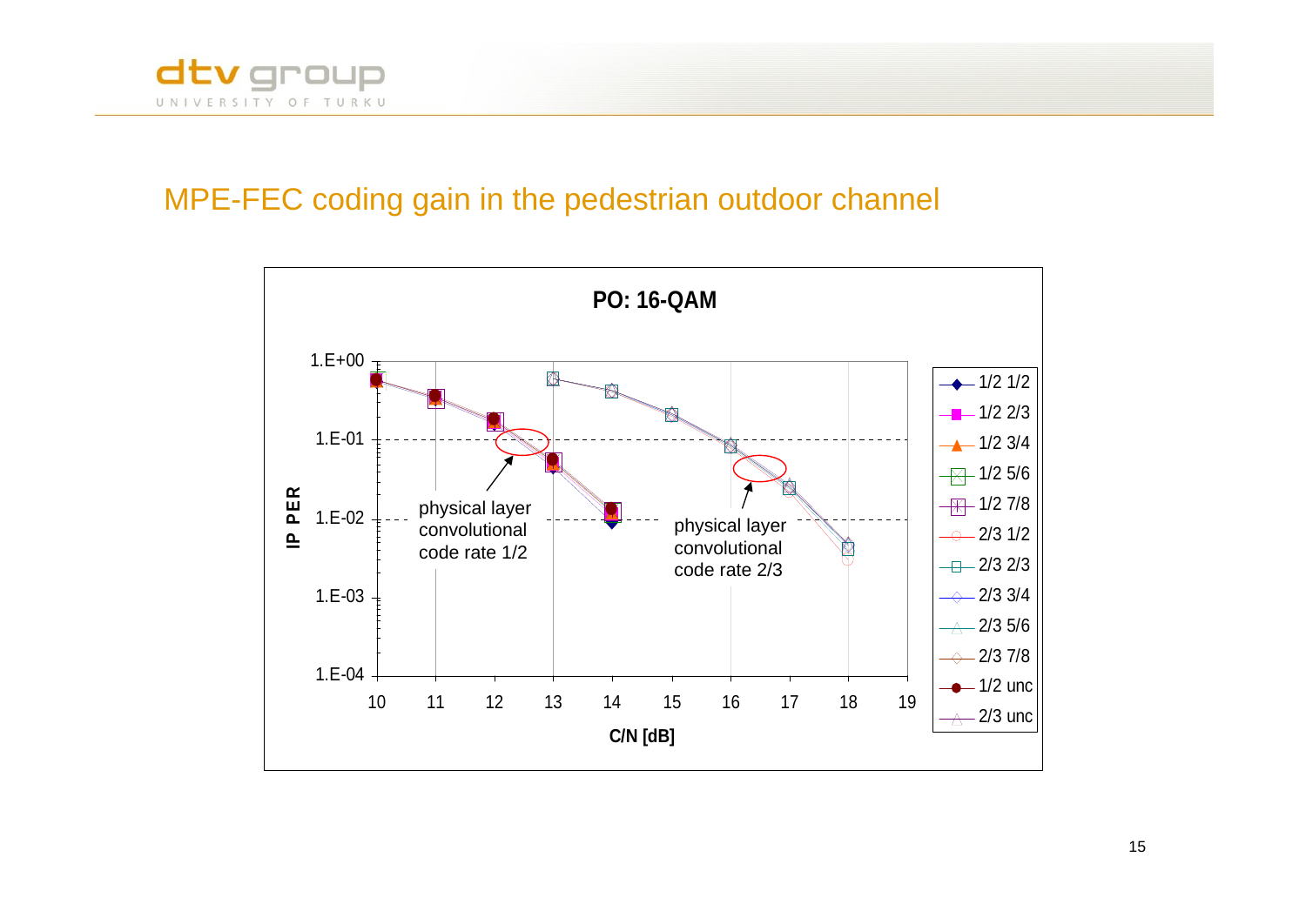## MPE-FEC coding gain in the pedestrian outdoor channel

**PO: 16-QAM**

IP PER vs. C/N [dB]

Legend: 1/2 1/2, 1/2 2/3, 1/2 3/4, 1/2 5/6, 1/2 7/8, 2/3 1/2, 2/3 2/3, 2/3 3/4, 2/3 5/6, 2/3 7/8, 1/2 unc, 2/3 unc

physical layer convolutional code rate 1/2

physical layer convolutional code rate 2/3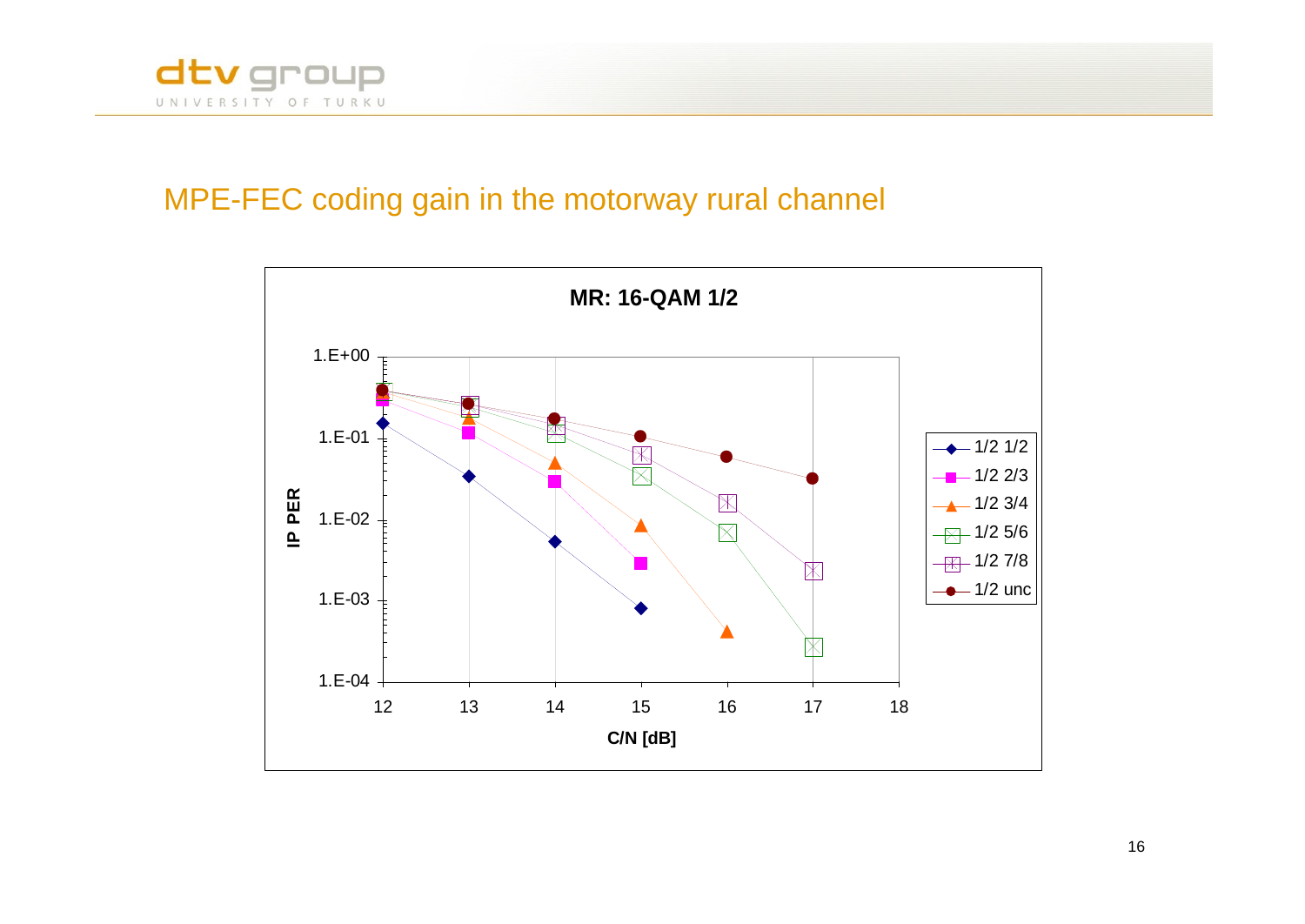# MPE-FEC coding gain in the motorway rural channel

**MR: 16-QAM 1/2**

IP PER vs. C/N [dB]

Legend: 1/2 1/2, 1/2 2/3, 1/2 3/4, 1/2 5/6, 1/2 7/8, 1/2 unc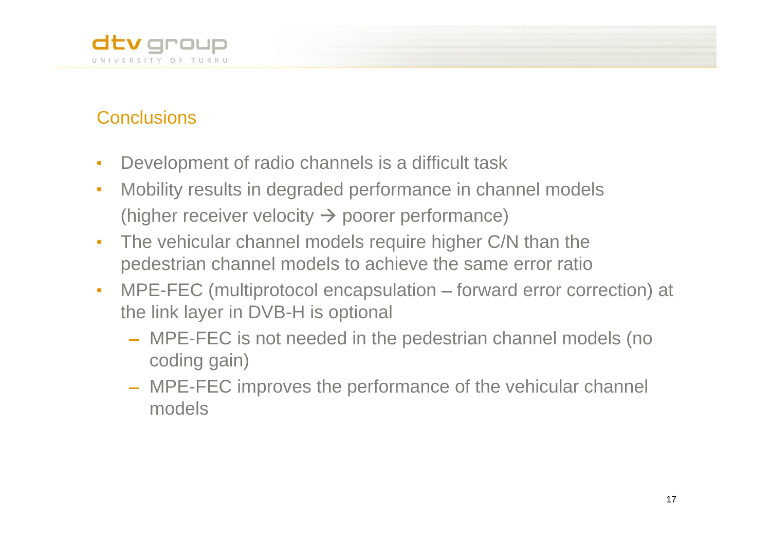## Conclusions

- Development of radio channels is a difficult task
- Mobility results in degraded performance in channel models (higher receiver velocity → poorer performance)
- The vehicular channel models require higher C/N than the pedestrian channel models to achieve the same error ratio
- MPE-FEC (multiprotocol encapsulation – forward error correction) at the link layer in DVB-H is optional
  - MPE-FEC is not needed in the pedestrian channel models (no coding gain)
  - MPE-FEC improves the performance of the vehicular channel models